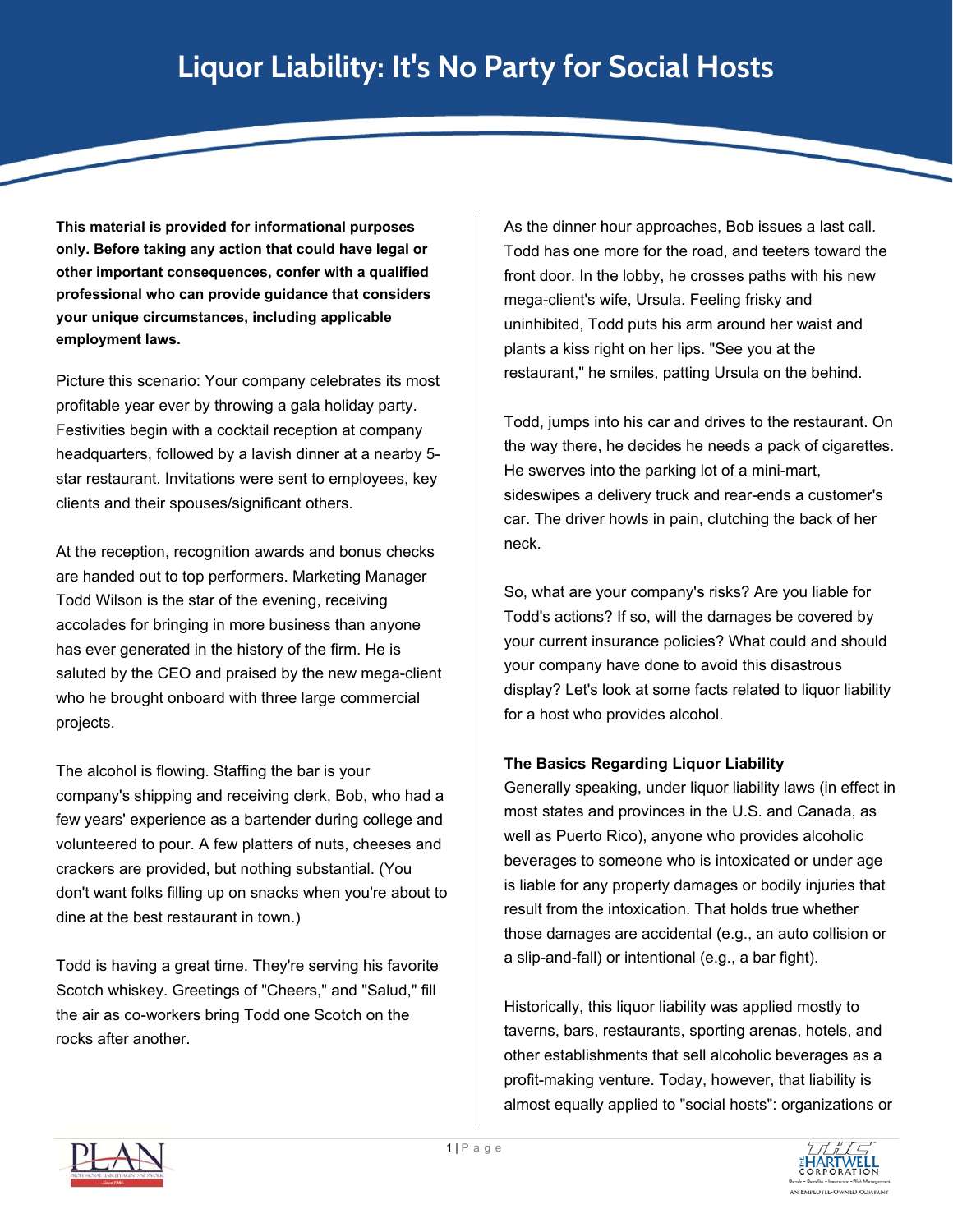# Liquor Liability: It's No Party for Social Hosts

**This material is provided for informational purposes only. Before taking any action that could have legal or other important consequences, confer with a qualified professional who can provide guidance that considers your unique circumstances, including applicable employment laws.**

Picture this scenario: Your company celebrates its most profitable year ever by throwing a gala holiday party. Festivities begin with a cocktail reception at company headquarters, followed by a lavish dinner at a nearby 5-star restaurant. Invitations were sent to employees, key clients and their spouses/significant others.

At the reception, recognition awards and bonus checks are handed out to top performers. Marketing Manager Todd Wilson is the star of the evening, receiving accolades for bringing in more business than anyone has ever generated in the history of the firm. He is saluted by the CEO and praised by the new mega-client who he brought onboard with three large commercial projects.

The alcohol is flowing. Staffing the bar is your company's shipping and receiving clerk, Bob, who had a few years' experience as a bartender during college and volunteered to pour. A few platters of nuts, cheeses and crackers are provided, but nothing substantial. (You don't want folks filling up on snacks when you're about to dine at the best restaurant in town.)

Todd is having a great time. They're serving his favorite Scotch whiskey. Greetings of "Cheers," and "Salud," fill the air as co-workers bring Todd one Scotch on the rocks after another.

As the dinner hour approaches, Bob issues a last call. Todd has one more for the road, and teeters toward the front door. In the lobby, he crosses paths with his new mega-client's wife, Ursula. Feeling frisky and uninhibited, Todd puts his arm around her waist and plants a kiss right on her lips. "See you at the restaurant," he smiles, patting Ursula on the behind.

Todd, jumps into his car and drives to the restaurant. On the way there, he decides he needs a pack of cigarettes. He swerves into the parking lot of a mini-mart, sideswipes a delivery truck and rear-ends a customer's car. The driver howls in pain, clutching the back of her neck.

So, what are your company's risks? Are you liable for Todd's actions? If so, will the damages be covered by your current insurance policies? What could and should your company have done to avoid this disastrous display? Let's look at some facts related to liquor liability for a host who provides alcohol.

**The Basics Regarding Liquor Liability**

Generally speaking, under liquor liability laws (in effect in most states and provinces in the U.S. and Canada, as well as Puerto Rico), anyone who provides alcoholic beverages to someone who is intoxicated or under age is liable for any property damages or bodily injuries that result from the intoxication. That holds true whether those damages are accidental (e.g., an auto collision or a slip-and-fall) or intentional (e.g., a bar fight).

Historically, this liquor liability was applied mostly to taverns, bars, restaurants, sporting arenas, hotels, and other establishments that sell alcoholic beverages as a profit-making venture. Today, however, that liability is almost equally applied to "social hosts": organizations or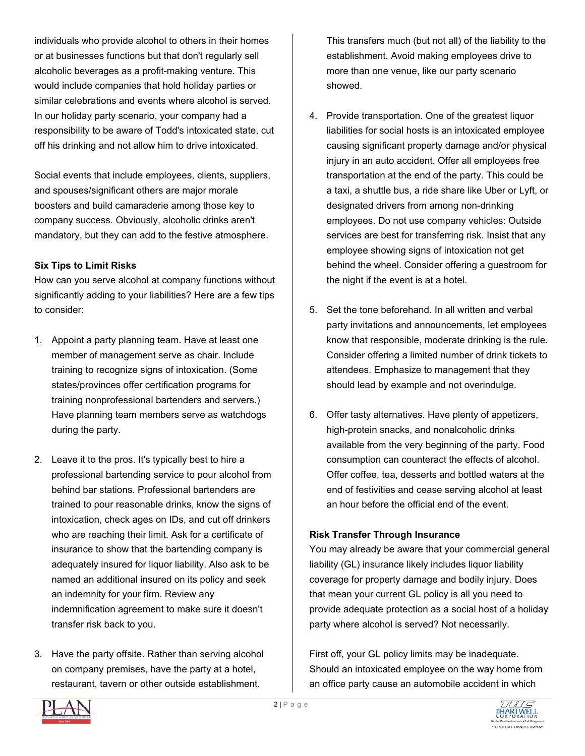individuals who provide alcohol to others in their homes or at businesses functions but that don't regularly sell alcoholic beverages as a profit-making venture. This would include companies that hold holiday parties or similar celebrations and events where alcohol is served. In our holiday party scenario, your company had a responsibility to be aware of Todd's intoxicated state, cut off his drinking and not allow him to drive intoxicated.

Social events that include employees, clients, suppliers, and spouses/significant others are major morale boosters and build camaraderie among those key to company success. Obviously, alcoholic drinks aren't mandatory, but they can add to the festive atmosphere.

**Six Tips to Limit Risks**

How can you serve alcohol at company functions without significantly adding to your liabilities? Here are a few tips to consider:

1. Appoint a party planning team. Have at least one member of management serve as chair. Include training to recognize signs of intoxication. (Some states/provinces offer certification programs for training nonprofessional bartenders and servers.) Have planning team members serve as watchdogs during the party.

2. Leave it to the pros. It's typically best to hire a professional bartending service to pour alcohol from behind bar stations. Professional bartenders are trained to pour reasonable drinks, know the signs of intoxication, check ages on IDs, and cut off drinkers who are reaching their limit. Ask for a certificate of insurance to show that the bartending company is adequately insured for liquor liability. Also ask to be named an additional insured on its policy and seek an indemnity for your firm. Review any indemnification agreement to make sure it doesn't transfer risk back to you.

3. Have the party offsite. Rather than serving alcohol on company premises, have the party at a hotel, restaurant, tavern or other outside establishment. This transfers much (but not all) of the liability to the establishment. Avoid making employees drive to more than one venue, like our party scenario showed.

4. Provide transportation. One of the greatest liquor liabilities for social hosts is an intoxicated employee causing significant property damage and/or physical injury in an auto accident. Offer all employees free transportation at the end of the party. This could be a taxi, a shuttle bus, a ride share like Uber or Lyft, or designated drivers from among non-drinking employees. Do not use company vehicles: Outside services are best for transferring risk. Insist that any employee showing signs of intoxication not get behind the wheel. Consider offering a guestroom for the night if the event is at a hotel.

5. Set the tone beforehand. In all written and verbal party invitations and announcements, let employees know that responsible, moderate drinking is the rule. Consider offering a limited number of drink tickets to attendees. Emphasize to management that they should lead by example and not overindulge.

6. Offer tasty alternatives. Have plenty of appetizers, high-protein snacks, and nonalcoholic drinks available from the very beginning of the party. Food consumption can counteract the effects of alcohol. Offer coffee, tea, desserts and bottled waters at the end of festivities and cease serving alcohol at least an hour before the official end of the event.

**Risk Transfer Through Insurance**

You may already be aware that your commercial general liability (GL) insurance likely includes liquor liability coverage for property damage and bodily injury. Does that mean your current GL policy is all you need to provide adequate protection as a social host of a holiday party where alcohol is served? Not necessarily.

First off, your GL policy limits may be inadequate. Should an intoxicated employee on the way home from an office party cause an automobile accident in which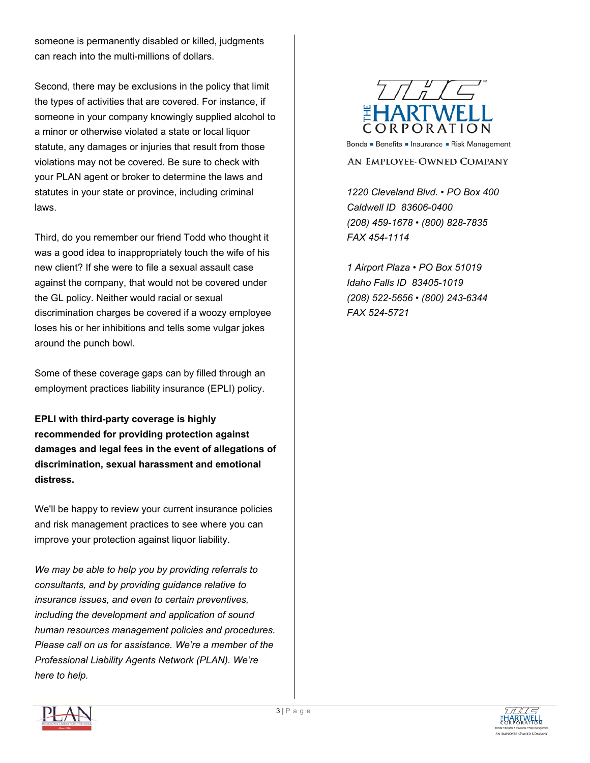someone is permanently disabled or killed, judgments can reach into the multi-millions of dollars.

Second, there may be exclusions in the policy that limit the types of activities that are covered. For instance, if someone in your company knowingly supplied alcohol to a minor or otherwise violated a state or local liquor statute, any damages or injuries that result from those violations may not be covered. Be sure to check with your PLAN agent or broker to determine the laws and statutes in your state or province, including criminal laws.

Third, do you remember our friend Todd who thought it was a good idea to inappropriately touch the wife of his new client? If she were to file a sexual assault case against the company, that would not be covered under the GL policy. Neither would racial or sexual discrimination charges be covered if a woozy employee loses his or her inhibitions and tells some vulgar jokes around the punch bowl.

Some of these coverage gaps can by filled through an employment practices liability insurance (EPLI) policy.

**EPLI with third-party coverage is highly recommended for providing protection against damages and legal fees in the event of allegations of discrimination, sexual harassment and emotional distress.**

We'll be happy to review your current insurance policies and risk management practices to see where you can improve your protection against liquor liability.

*We may be able to help you by providing referrals to consultants, and by providing guidance relative to insurance issues, and even to certain preventives, including the development and application of sound human resources management policies and procedures. Please call on us for assistance. We're a member of the Professional Liability Agents Network (PLAN). We're here to help.*

THC
THE HARTWELL CORPORATION
Bonds ▪ Benefits ▪ Insurance ▪ Risk Management
AN EMPLOYEE-OWNED COMPANY

*1220 Cleveland Blvd. • PO Box 400*
*Caldwell ID 83606-0400*
*(208) 459-1678 • (800) 828-7835*
*FAX 454-1114*

*1 Airport Plaza • PO Box 51019*
*Idaho Falls ID 83405-1019*
*(208) 522-5656 • (800) 243-6344*
*FAX 524-5721*